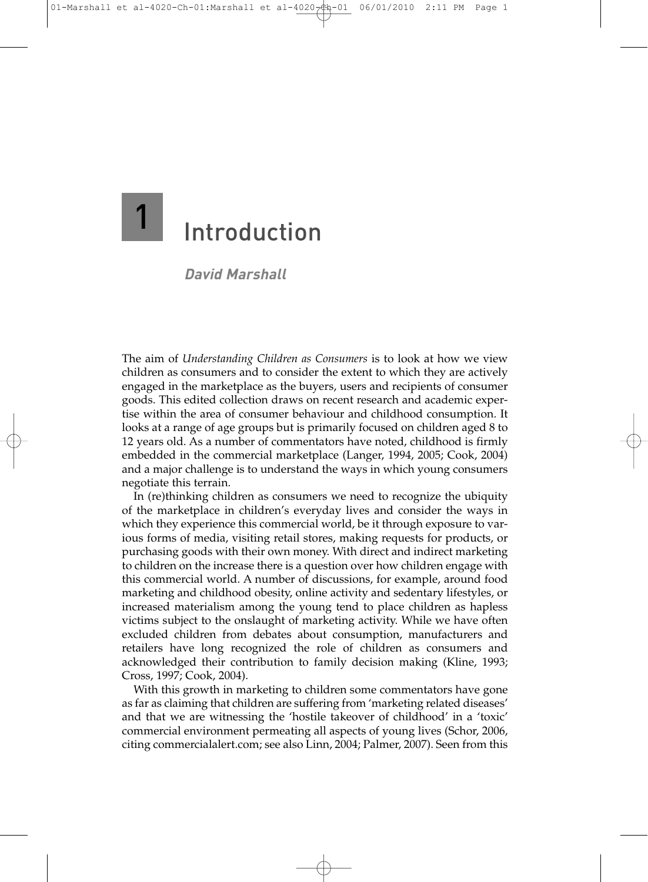# 1 Introduction

***David Marshall***

The aim of *Understanding Children as Consumers* is to look at how we view children as consumers and to consider the extent to which they are actively engaged in the marketplace as the buyers, users and recipients of consumer goods. This edited collection draws on recent research and academic expertise within the area of consumer behaviour and childhood consumption. It looks at a range of age groups but is primarily focused on children aged 8 to 12 years old. As a number of commentators have noted, childhood is firmly embedded in the commercial marketplace (Langer, 1994, 2005; Cook, 2004) and a major challenge is to understand the ways in which young consumers negotiate this terrain.

In (re)thinking children as consumers we need to recognize the ubiquity of the marketplace in children's everyday lives and consider the ways in which they experience this commercial world, be it through exposure to various forms of media, visiting retail stores, making requests for products, or purchasing goods with their own money. With direct and indirect marketing to children on the increase there is a question over how children engage with this commercial world. A number of discussions, for example, around food marketing and childhood obesity, online activity and sedentary lifestyles, or increased materialism among the young tend to place children as hapless victims subject to the onslaught of marketing activity. While we have often excluded children from debates about consumption, manufacturers and retailers have long recognized the role of children as consumers and acknowledged their contribution to family decision making (Kline, 1993; Cross, 1997; Cook, 2004).

With this growth in marketing to children some commentators have gone as far as claiming that children are suffering from 'marketing related diseases' and that we are witnessing the 'hostile takeover of childhood' in a 'toxic' commercial environment permeating all aspects of young lives (Schor, 2006, citing commercialalert.com; see also Linn, 2004; Palmer, 2007). Seen from this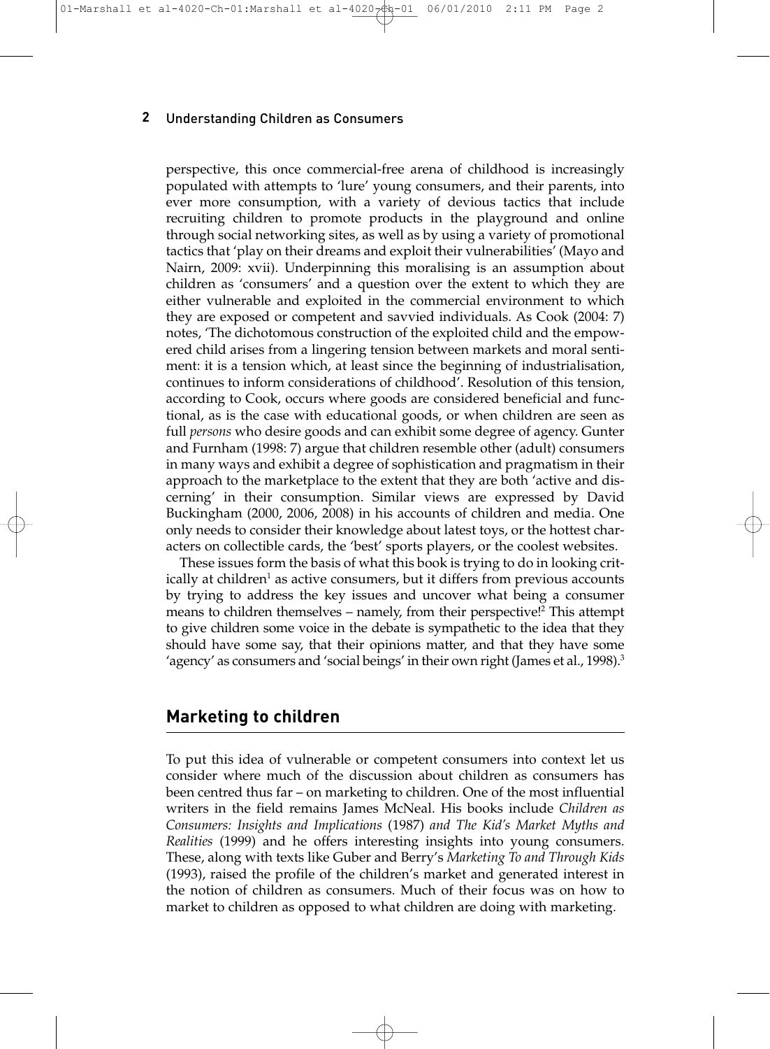perspective, this once commercial-free arena of childhood is increasingly populated with attempts to 'lure' young consumers, and their parents, into ever more consumption, with a variety of devious tactics that include recruiting children to promote products in the playground and online through social networking sites, as well as by using a variety of promotional tactics that 'play on their dreams and exploit their vulnerabilities' (Mayo and Nairn, 2009: xvii). Underpinning this moralising is an assumption about children as 'consumers' and a question over the extent to which they are either vulnerable and exploited in the commercial environment to which they are exposed or competent and savvied individuals. As Cook (2004: 7) notes, 'The dichotomous construction of the exploited child and the empowered child arises from a lingering tension between markets and moral sentiment: it is a tension which, at least since the beginning of industrialisation, continues to inform considerations of childhood'. Resolution of this tension, according to Cook, occurs where goods are considered beneficial and functional, as is the case with educational goods, or when children are seen as full *persons* who desire goods and can exhibit some degree of agency. Gunter and Furnham (1998: 7) argue that children resemble other (adult) consumers in many ways and exhibit a degree of sophistication and pragmatism in their approach to the marketplace to the extent that they are both 'active and discerning' in their consumption. Similar views are expressed by David Buckingham (2000, 2006, 2008) in his accounts of children and media. One only needs to consider their knowledge about latest toys, or the hottest characters on collectible cards, the 'best' sports players, or the coolest websites.

These issues form the basis of what this book is trying to do in looking critically at children[1] as active consumers, but it differs from previous accounts by trying to address the key issues and uncover what being a consumer means to children themselves – namely, from their perspective![2] This attempt to give children some voice in the debate is sympathetic to the idea that they should have some say, that their opinions matter, and that they have some 'agency' as consumers and 'social beings' in their own right (James et al., 1998).[3]

## Marketing to children

To put this idea of vulnerable or competent consumers into context let us consider where much of the discussion about children as consumers has been centred thus far – on marketing to children. One of the most influential writers in the field remains James McNeal. His books include *Children as Consumers: Insights and Implications* (1987) *and The Kid's Market Myths and Realities* (1999) and he offers interesting insights into young consumers. These, along with texts like Guber and Berry's *Marketing To and Through Kids* (1993), raised the profile of the children's market and generated interest in the notion of children as consumers. Much of their focus was on how to market to children as opposed to what children are doing with marketing.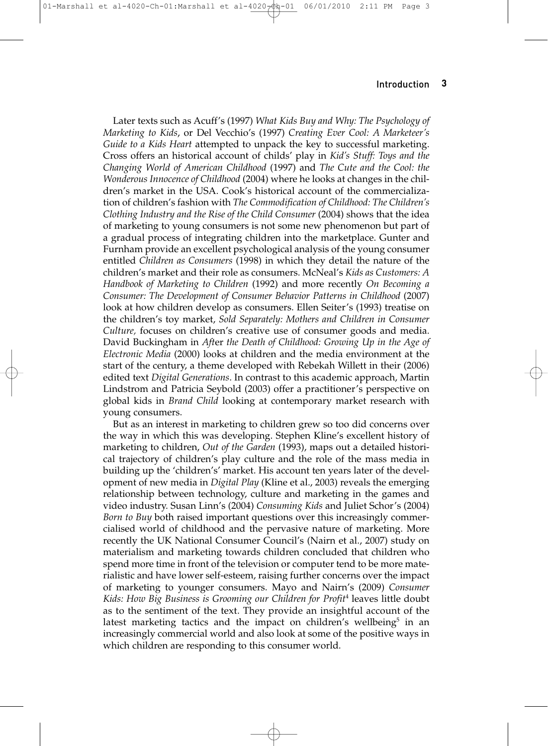Later texts such as Acuff's (1997) *What Kids Buy and Why: The Psychology of Marketing to Kids*, or Del Vecchio's (1997) *Creating Ever Cool: A Marketeer's Guide to a Kids Heart* attempted to unpack the key to successful marketing. Cross offers an historical account of childs' play in *Kid's Stuff: Toys and the Changing World of American Childhood* (1997) and *The Cute and the Cool: the Wonderous Innocence of Childhood* (2004) where he looks at changes in the children's market in the USA. Cook's historical account of the commercialization of children's fashion with *The Commodification of Childhood: The Children's Clothing Industry and the Rise of the Child Consumer* (2004) shows that the idea of marketing to young consumers is not some new phenomenon but part of a gradual process of integrating children into the marketplace. Gunter and Furnham provide an excellent psychological analysis of the young consumer entitled *Children as Consumers* (1998) in which they detail the nature of the children's market and their role as consumers. McNeal's *Kids as Customers: A Handbook of Marketing to Children* (1992) and more recently *On Becoming a Consumer: The Development of Consumer Behavior Patterns in Childhood* (2007) look at how children develop as consumers. Ellen Seiter's (1993) treatise on the children's toy market, *Sold Separately: Mothers and Children in Consumer Culture,* focuses on children's creative use of consumer goods and media. David Buckingham in *Aft*er *the Death of Childhood: Growing Up in the Age of Electronic Media* (2000) looks at children and the media environment at the start of the century, a theme developed with Rebekah Willett in their (2006) edited text *Digital Generations*. In contrast to this academic approach, Martin Lindstrom and Patricia Seybold (2003) offer a practitioner's perspective on global kids in *Brand Child* looking at contemporary market research with young consumers.

But as an interest in marketing to children grew so too did concerns over the way in which this was developing. Stephen Kline's excellent history of marketing to children, *Out of the Garden* (1993), maps out a detailed historical trajectory of children's play culture and the role of the mass media in building up the 'children's' market. His account ten years later of the development of new media in *Digital Play* (Kline et al., 2003) reveals the emerging relationship between technology, culture and marketing in the games and video industry. Susan Linn's (2004) *Consuming Kids* and Juliet Schor's (2004) *Born to Buy* both raised important questions over this increasingly commercialised world of childhood and the pervasive nature of marketing. More recently the UK National Consumer Council's (Nairn et al., 2007) study on materialism and marketing towards children concluded that children who spend more time in front of the television or computer tend to be more materialistic and have lower self-esteem, raising further concerns over the impact of marketing to younger consumers. Mayo and Nairn's (2009) *Consumer Kids: How Big Business is Grooming our Children for Profit*[4] leaves little doubt as to the sentiment of the text. They provide an insightful account of the latest marketing tactics and the impact on children's wellbeing[5] in an increasingly commercial world and also look at some of the positive ways in which children are responding to this consumer world.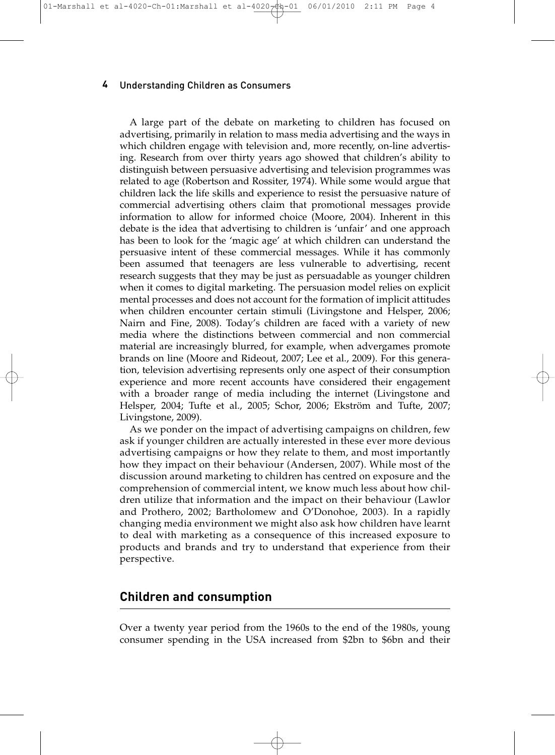A large part of the debate on marketing to children has focused on advertising, primarily in relation to mass media advertising and the ways in which children engage with television and, more recently, on-line advertising. Research from over thirty years ago showed that children's ability to distinguish between persuasive advertising and television programmes was related to age (Robertson and Rossiter, 1974). While some would argue that children lack the life skills and experience to resist the persuasive nature of commercial advertising others claim that promotional messages provide information to allow for informed choice (Moore, 2004). Inherent in this debate is the idea that advertising to children is 'unfair' and one approach has been to look for the 'magic age' at which children can understand the persuasive intent of these commercial messages. While it has commonly been assumed that teenagers are less vulnerable to advertising, recent research suggests that they may be just as persuadable as younger children when it comes to digital marketing. The persuasion model relies on explicit mental processes and does not account for the formation of implicit attitudes when children encounter certain stimuli (Livingstone and Helsper, 2006; Nairn and Fine, 2008). Today's children are faced with a variety of new media where the distinctions between commercial and non commercial material are increasingly blurred, for example, when advergames promote brands on line (Moore and Rideout, 2007; Lee et al., 2009). For this generation, television advertising represents only one aspect of their consumption experience and more recent accounts have considered their engagement with a broader range of media including the internet (Livingstone and Helsper, 2004; Tufte et al., 2005; Schor, 2006; Ekström and Tufte, 2007; Livingstone, 2009).

As we ponder on the impact of advertising campaigns on children, few ask if younger children are actually interested in these ever more devious advertising campaigns or how they relate to them, and most importantly how they impact on their behaviour (Andersen, 2007). While most of the discussion around marketing to children has centred on exposure and the comprehension of commercial intent, we know much less about how children utilize that information and the impact on their behaviour (Lawlor and Prothero, 2002; Bartholomew and O'Donohoe, 2003). In a rapidly changing media environment we might also ask how children have learnt to deal with marketing as a consequence of this increased exposure to products and brands and try to understand that experience from their perspective.

## Children and consumption

Over a twenty year period from the 1960s to the end of the 1980s, young consumer spending in the USA increased from $2bn to $6bn and their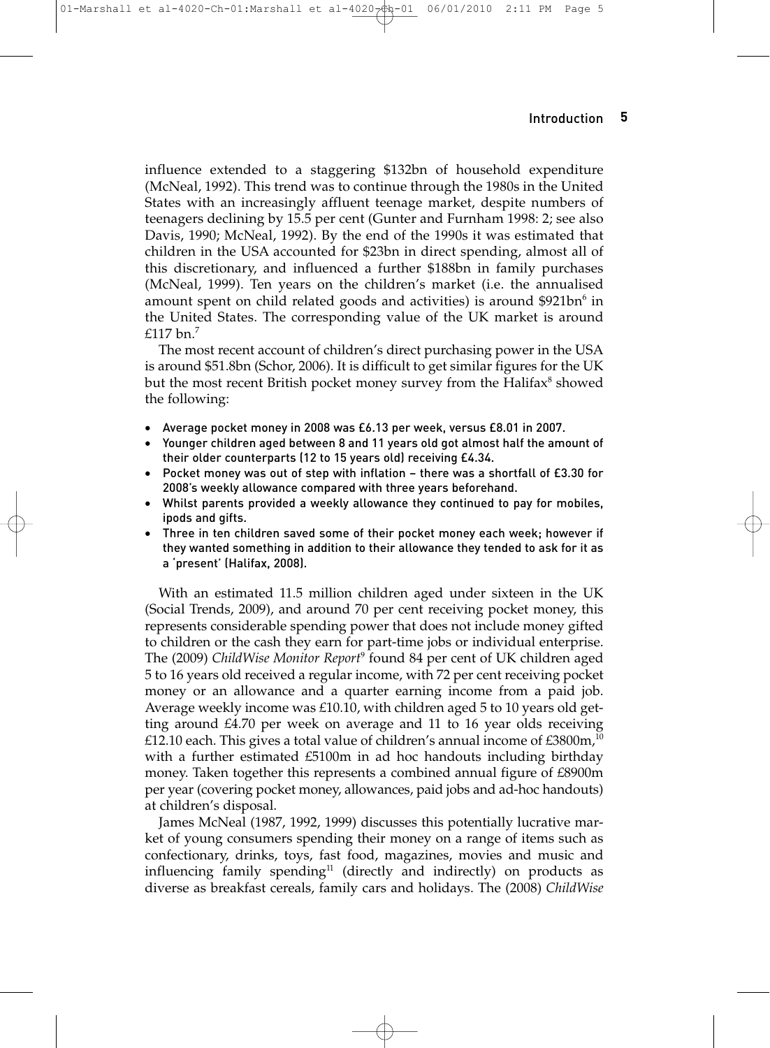influence extended to a staggering $132bn of household expenditure (McNeal, 1992). This trend was to continue through the 1980s in the United States with an increasingly affluent teenage market, despite numbers of teenagers declining by 15.5 per cent (Gunter and Furnham 1998: 2; see also Davis, 1990; McNeal, 1992). By the end of the 1990s it was estimated that children in the USA accounted for $23bn in direct spending, almost all of this discretionary, and influenced a further $188bn in family purchases (McNeal, 1999). Ten years on the children's market (i.e. the annualised amount spent on child related goods and activities) is around $921bn[6] in the United States. The corresponding value of the UK market is around £117 bn.[7]

The most recent account of children's direct purchasing power in the USA is around $51.8bn (Schor, 2006). It is difficult to get similar figures for the UK but the most recent British pocket money survey from the Halifax[8] showed the following:

- Average pocket money in 2008 was £6.13 per week, versus £8.01 in 2007.
- Younger children aged between 8 and 11 years old got almost half the amount of their older counterparts (12 to 15 years old) receiving £4.34.
- Pocket money was out of step with inflation – there was a shortfall of £3.30 for 2008's weekly allowance compared with three years beforehand.
- Whilst parents provided a weekly allowance they continued to pay for mobiles, ipods and gifts.
- Three in ten children saved some of their pocket money each week; however if they wanted something in addition to their allowance they tended to ask for it as a 'present' (Halifax, 2008).

With an estimated 11.5 million children aged under sixteen in the UK (Social Trends, 2009), and around 70 per cent receiving pocket money, this represents considerable spending power that does not include money gifted to children or the cash they earn for part-time jobs or individual enterprise. The (2009) *ChildWise Monitor Report*[9] found 84 per cent of UK children aged 5 to 16 years old received a regular income, with 72 per cent receiving pocket money or an allowance and a quarter earning income from a paid job. Average weekly income was £10.10, with children aged 5 to 10 years old getting around £4.70 per week on average and 11 to 16 year olds receiving £12.10 each. This gives a total value of children's annual income of £3800m,[10] with a further estimated £5100m in ad hoc handouts including birthday money. Taken together this represents a combined annual figure of £8900m per year (covering pocket money, allowances, paid jobs and ad-hoc handouts) at children's disposal.

James McNeal (1987, 1992, 1999) discusses this potentially lucrative market of young consumers spending their money on a range of items such as confectionary, drinks, toys, fast food, magazines, movies and music and influencing family spending[11] (directly and indirectly) on products as diverse as breakfast cereals, family cars and holidays. The (2008) *ChildWise*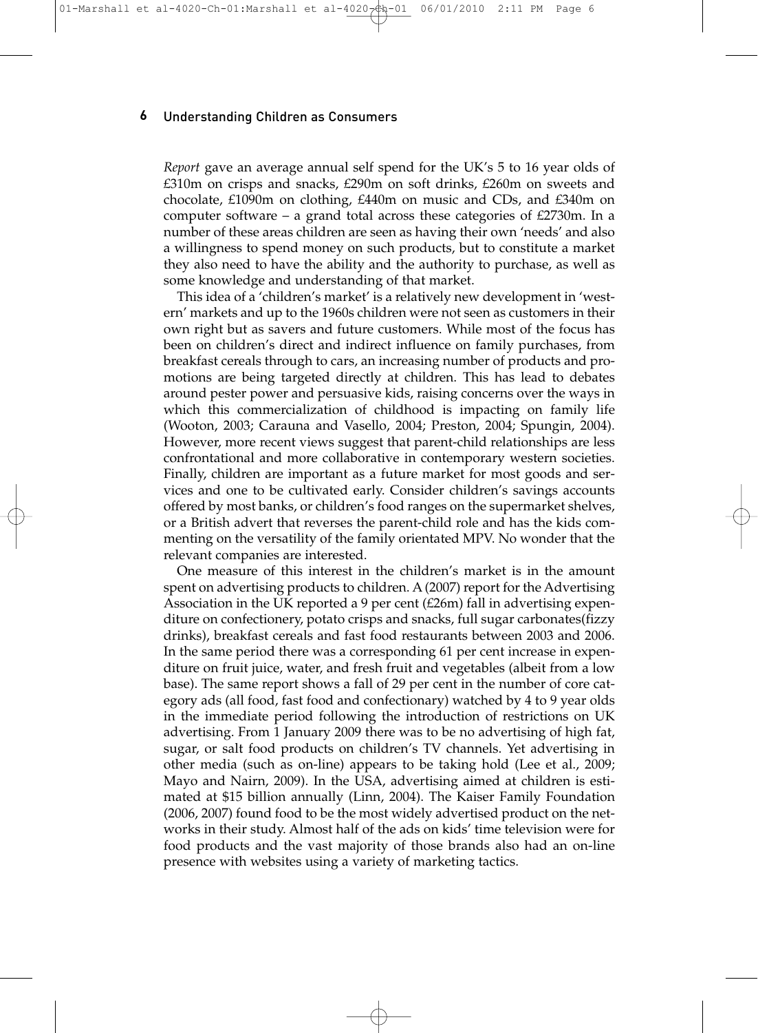*Report* gave an average annual self spend for the UK's 5 to 16 year olds of £310m on crisps and snacks, £290m on soft drinks, £260m on sweets and chocolate, £1090m on clothing, £440m on music and CDs, and £340m on computer software – a grand total across these categories of £2730m. In a number of these areas children are seen as having their own 'needs' and also a willingness to spend money on such products, but to constitute a market they also need to have the ability and the authority to purchase, as well as some knowledge and understanding of that market.

This idea of a 'children's market' is a relatively new development in 'western' markets and up to the 1960s children were not seen as customers in their own right but as savers and future customers. While most of the focus has been on children's direct and indirect influence on family purchases, from breakfast cereals through to cars, an increasing number of products and promotions are being targeted directly at children. This has lead to debates around pester power and persuasive kids, raising concerns over the ways in which this commercialization of childhood is impacting on family life (Wooton, 2003; Carauna and Vasello, 2004; Preston, 2004; Spungin, 2004). However, more recent views suggest that parent-child relationships are less confrontational and more collaborative in contemporary western societies. Finally, children are important as a future market for most goods and services and one to be cultivated early. Consider children's savings accounts offered by most banks, or children's food ranges on the supermarket shelves, or a British advert that reverses the parent-child role and has the kids commenting on the versatility of the family orientated MPV. No wonder that the relevant companies are interested.

One measure of this interest in the children's market is in the amount spent on advertising products to children. A (2007) report for the Advertising Association in the UK reported a 9 per cent (£26m) fall in advertising expenditure on confectionery, potato crisps and snacks, full sugar carbonates(fizzy drinks), breakfast cereals and fast food restaurants between 2003 and 2006. In the same period there was a corresponding 61 per cent increase in expenditure on fruit juice, water, and fresh fruit and vegetables (albeit from a low base). The same report shows a fall of 29 per cent in the number of core category ads (all food, fast food and confectionary) watched by 4 to 9 year olds in the immediate period following the introduction of restrictions on UK advertising. From 1 January 2009 there was to be no advertising of high fat, sugar, or salt food products on children's TV channels. Yet advertising in other media (such as on-line) appears to be taking hold (Lee et al., 2009; Mayo and Nairn, 2009). In the USA, advertising aimed at children is estimated at $15 billion annually (Linn, 2004). The Kaiser Family Foundation (2006, 2007) found food to be the most widely advertised product on the networks in their study. Almost half of the ads on kids' time television were for food products and the vast majority of those brands also had an on-line presence with websites using a variety of marketing tactics.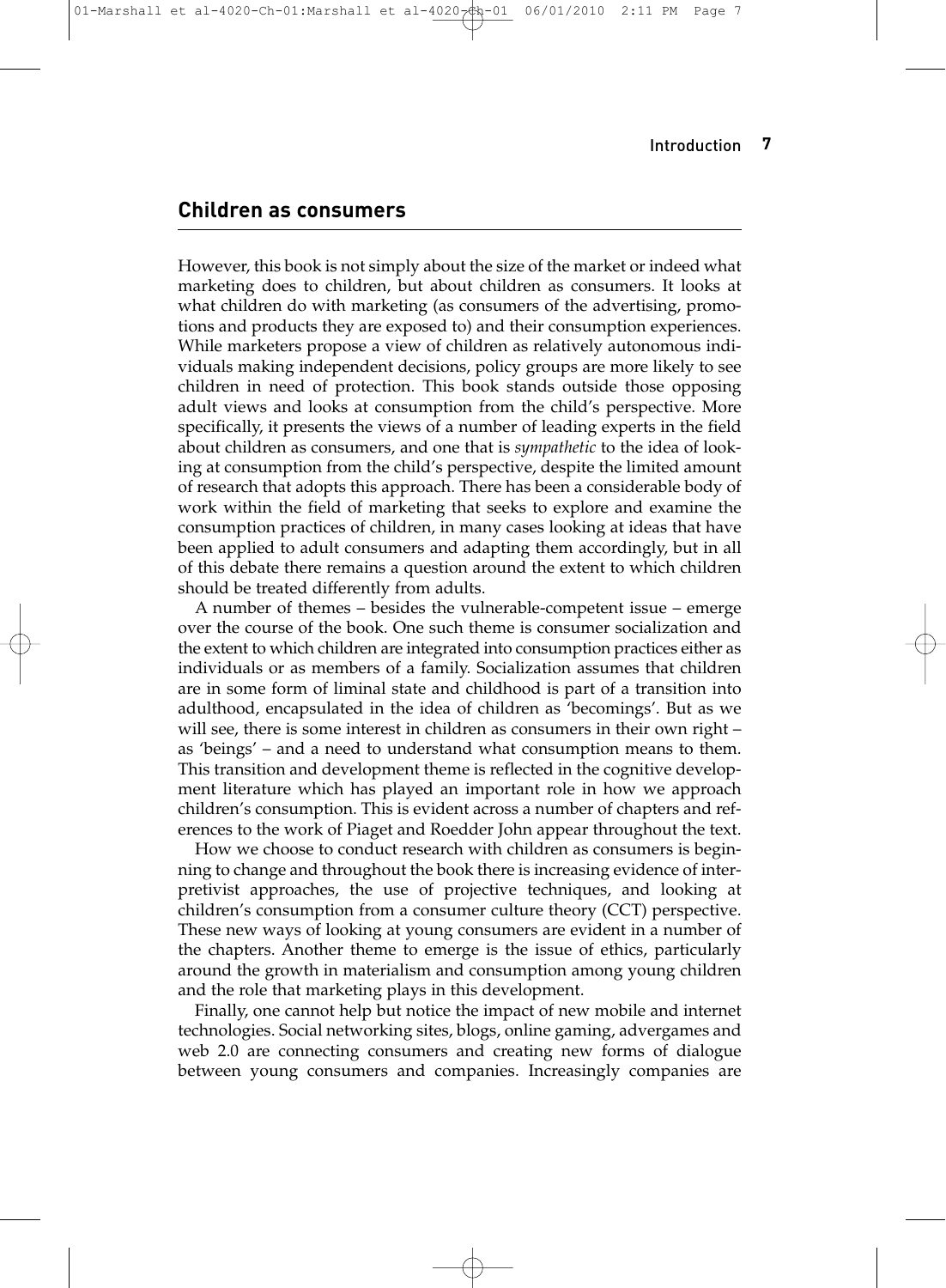## Children as consumers

However, this book is not simply about the size of the market or indeed what marketing does to children, but about children as consumers. It looks at what children do with marketing (as consumers of the advertising, promotions and products they are exposed to) and their consumption experiences. While marketers propose a view of children as relatively autonomous individuals making independent decisions, policy groups are more likely to see children in need of protection. This book stands outside those opposing adult views and looks at consumption from the child's perspective. More specifically, it presents the views of a number of leading experts in the field about children as consumers, and one that is *sympathetic* to the idea of looking at consumption from the child's perspective, despite the limited amount of research that adopts this approach. There has been a considerable body of work within the field of marketing that seeks to explore and examine the consumption practices of children, in many cases looking at ideas that have been applied to adult consumers and adapting them accordingly, but in all of this debate there remains a question around the extent to which children should be treated differently from adults.

A number of themes – besides the vulnerable-competent issue – emerge over the course of the book. One such theme is consumer socialization and the extent to which children are integrated into consumption practices either as individuals or as members of a family. Socialization assumes that children are in some form of liminal state and childhood is part of a transition into adulthood, encapsulated in the idea of children as 'becomings'. But as we will see, there is some interest in children as consumers in their own right – as 'beings' – and a need to understand what consumption means to them. This transition and development theme is reflected in the cognitive development literature which has played an important role in how we approach children's consumption. This is evident across a number of chapters and references to the work of Piaget and Roedder John appear throughout the text.

How we choose to conduct research with children as consumers is beginning to change and throughout the book there is increasing evidence of interpretivist approaches, the use of projective techniques, and looking at children's consumption from a consumer culture theory (CCT) perspective. These new ways of looking at young consumers are evident in a number of the chapters. Another theme to emerge is the issue of ethics, particularly around the growth in materialism and consumption among young children and the role that marketing plays in this development.

Finally, one cannot help but notice the impact of new mobile and internet technologies. Social networking sites, blogs, online gaming, advergames and web 2.0 are connecting consumers and creating new forms of dialogue between young consumers and companies. Increasingly companies are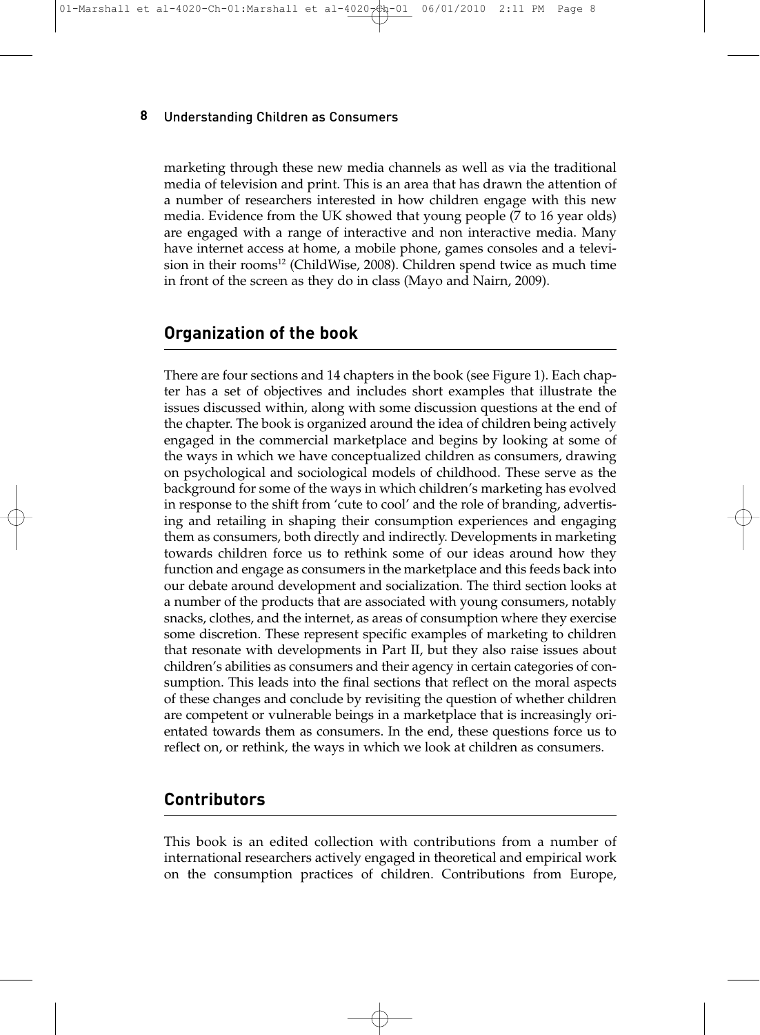marketing through these new media channels as well as via the traditional media of television and print. This is an area that has drawn the attention of a number of researchers interested in how children engage with this new media. Evidence from the UK showed that young people (7 to 16 year olds) are engaged with a range of interactive and non interactive media. Many have internet access at home, a mobile phone, games consoles and a television in their rooms[12] (ChildWise, 2008). Children spend twice as much time in front of the screen as they do in class (Mayo and Nairn, 2009).

## Organization of the book

There are four sections and 14 chapters in the book (see Figure 1). Each chapter has a set of objectives and includes short examples that illustrate the issues discussed within, along with some discussion questions at the end of the chapter. The book is organized around the idea of children being actively engaged in the commercial marketplace and begins by looking at some of the ways in which we have conceptualized children as consumers, drawing on psychological and sociological models of childhood. These serve as the background for some of the ways in which children's marketing has evolved in response to the shift from 'cute to cool' and the role of branding, advertising and retailing in shaping their consumption experiences and engaging them as consumers, both directly and indirectly. Developments in marketing towards children force us to rethink some of our ideas around how they function and engage as consumers in the marketplace and this feeds back into our debate around development and socialization. The third section looks at a number of the products that are associated with young consumers, notably snacks, clothes, and the internet, as areas of consumption where they exercise some discretion. These represent specific examples of marketing to children that resonate with developments in Part II, but they also raise issues about children's abilities as consumers and their agency in certain categories of consumption. This leads into the final sections that reflect on the moral aspects of these changes and conclude by revisiting the question of whether children are competent or vulnerable beings in a marketplace that is increasingly orientated towards them as consumers. In the end, these questions force us to reflect on, or rethink, the ways in which we look at children as consumers.

## Contributors

This book is an edited collection with contributions from a number of international researchers actively engaged in theoretical and empirical work on the consumption practices of children. Contributions from Europe,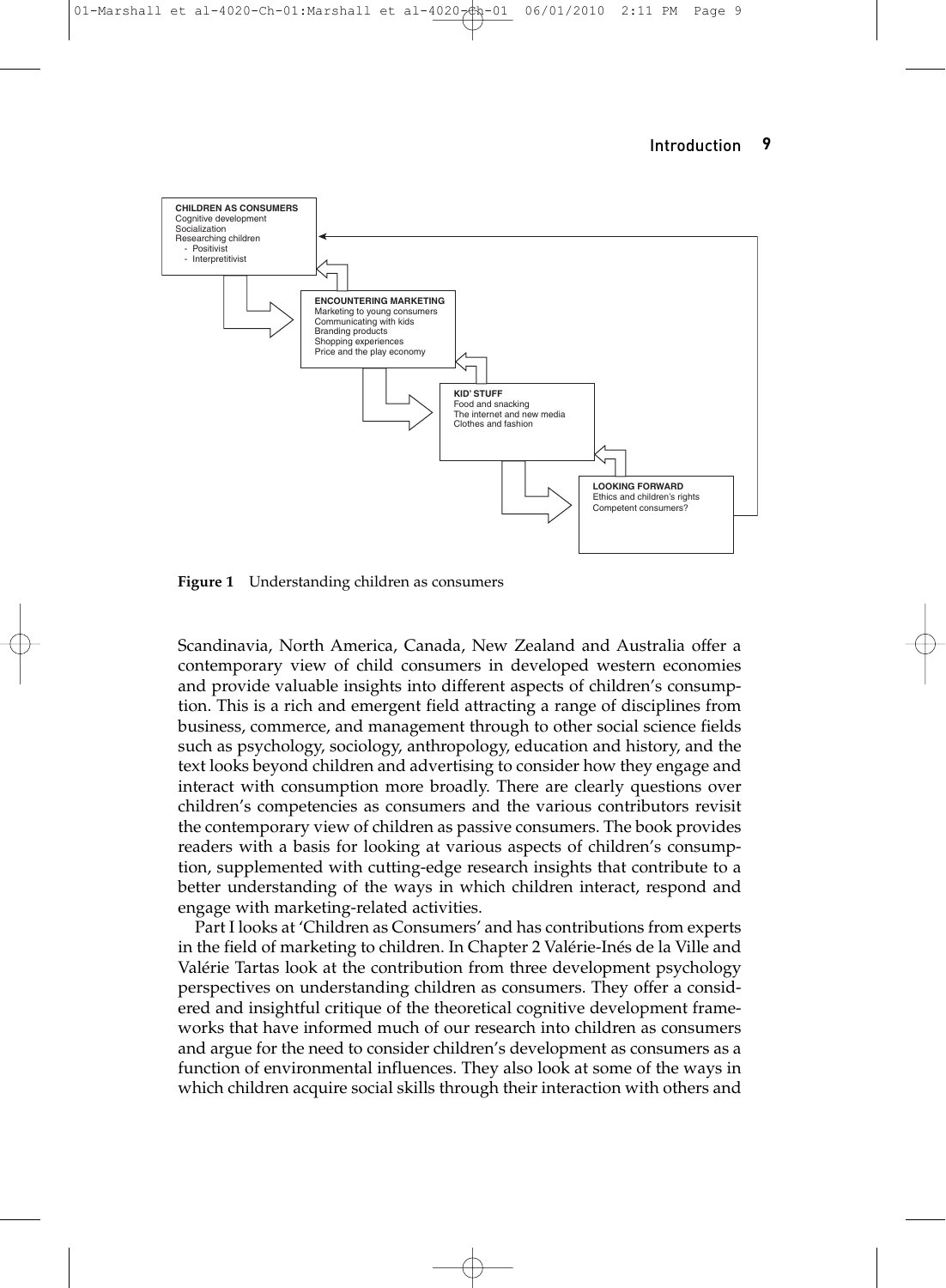**CHILDREN AS CONSUMERS**
Cognitive development
Socialization
Researching children
- Positivist
- Interpretitivist

**ENCOUNTERING MARKETING**
Marketing to young consumers
Communicating with kids
Branding products
Shopping experiences
Price and the play economy

**KID' STUFF**
Food and snacking
The internet and new media
Clothes and fashion

**LOOKING FORWARD**
Ethics and children's rights
Competent consumers?

**Figure 1** Understanding children as consumers

Scandinavia, North America, Canada, New Zealand and Australia offer a contemporary view of child consumers in developed western economies and provide valuable insights into different aspects of children's consumption. This is a rich and emergent field attracting a range of disciplines from business, commerce, and management through to other social science fields such as psychology, sociology, anthropology, education and history, and the text looks beyond children and advertising to consider how they engage and interact with consumption more broadly. There are clearly questions over children's competencies as consumers and the various contributors revisit the contemporary view of children as passive consumers. The book provides readers with a basis for looking at various aspects of children's consumption, supplemented with cutting-edge research insights that contribute to a better understanding of the ways in which children interact, respond and engage with marketing-related activities.

Part I looks at 'Children as Consumers' and has contributions from experts in the field of marketing to children. In Chapter 2 Valérie-Inés de la Ville and Valérie Tartas look at the contribution from three development psychology perspectives on understanding children as consumers. They offer a considered and insightful critique of the theoretical cognitive development frameworks that have informed much of our research into children as consumers and argue for the need to consider children's development as consumers as a function of environmental influences. They also look at some of the ways in which children acquire social skills through their interaction with others and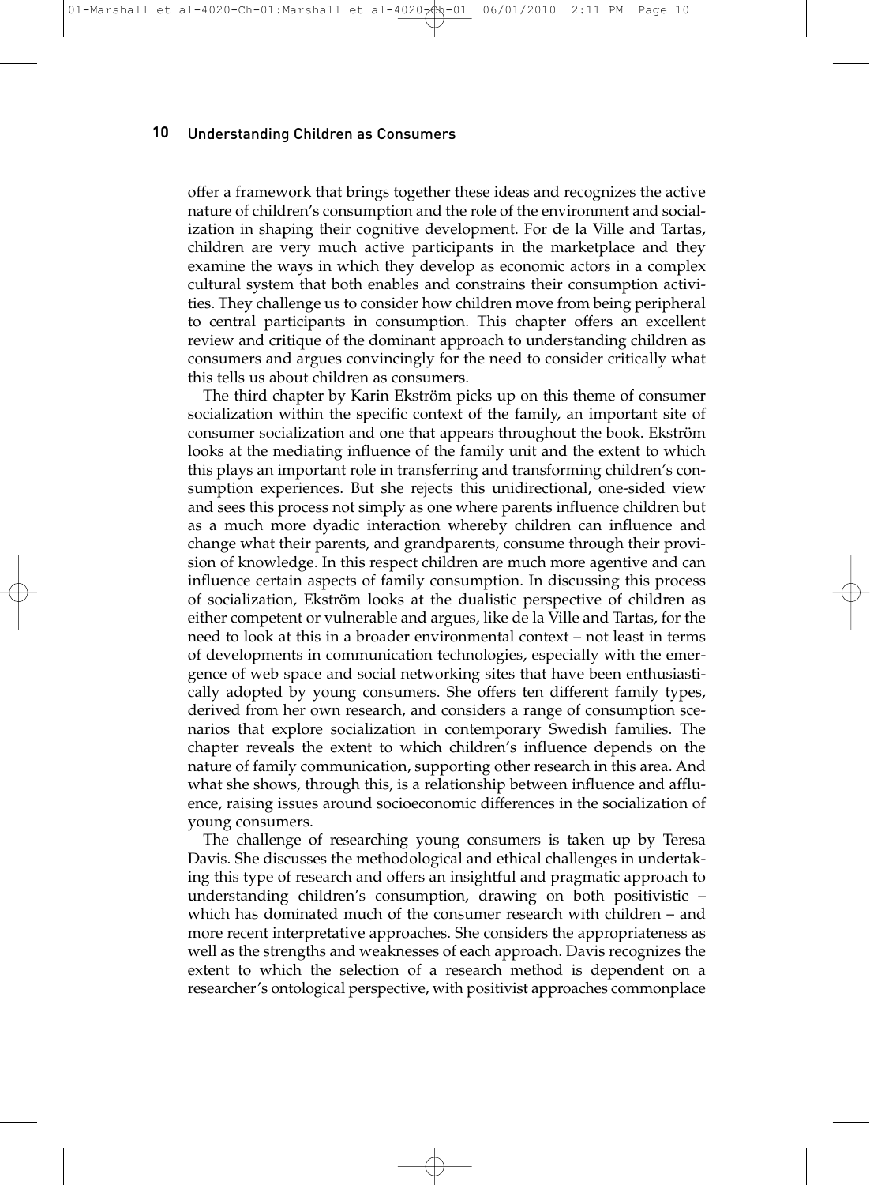offer a framework that brings together these ideas and recognizes the active nature of children's consumption and the role of the environment and socialization in shaping their cognitive development. For de la Ville and Tartas, children are very much active participants in the marketplace and they examine the ways in which they develop as economic actors in a complex cultural system that both enables and constrains their consumption activities. They challenge us to consider how children move from being peripheral to central participants in consumption. This chapter offers an excellent review and critique of the dominant approach to understanding children as consumers and argues convincingly for the need to consider critically what this tells us about children as consumers.

The third chapter by Karin Ekström picks up on this theme of consumer socialization within the specific context of the family, an important site of consumer socialization and one that appears throughout the book. Ekström looks at the mediating influence of the family unit and the extent to which this plays an important role in transferring and transforming children's consumption experiences. But she rejects this unidirectional, one-sided view and sees this process not simply as one where parents influence children but as a much more dyadic interaction whereby children can influence and change what their parents, and grandparents, consume through their provision of knowledge. In this respect children are much more agentive and can influence certain aspects of family consumption. In discussing this process of socialization, Ekström looks at the dualistic perspective of children as either competent or vulnerable and argues, like de la Ville and Tartas, for the need to look at this in a broader environmental context – not least in terms of developments in communication technologies, especially with the emergence of web space and social networking sites that have been enthusiastically adopted by young consumers. She offers ten different family types, derived from her own research, and considers a range of consumption scenarios that explore socialization in contemporary Swedish families. The chapter reveals the extent to which children's influence depends on the nature of family communication, supporting other research in this area. And what she shows, through this, is a relationship between influence and affluence, raising issues around socioeconomic differences in the socialization of young consumers.

The challenge of researching young consumers is taken up by Teresa Davis. She discusses the methodological and ethical challenges in undertaking this type of research and offers an insightful and pragmatic approach to understanding children's consumption, drawing on both positivistic – which has dominated much of the consumer research with children – and more recent interpretative approaches. She considers the appropriateness as well as the strengths and weaknesses of each approach. Davis recognizes the extent to which the selection of a research method is dependent on a researcher's ontological perspective, with positivist approaches commonplace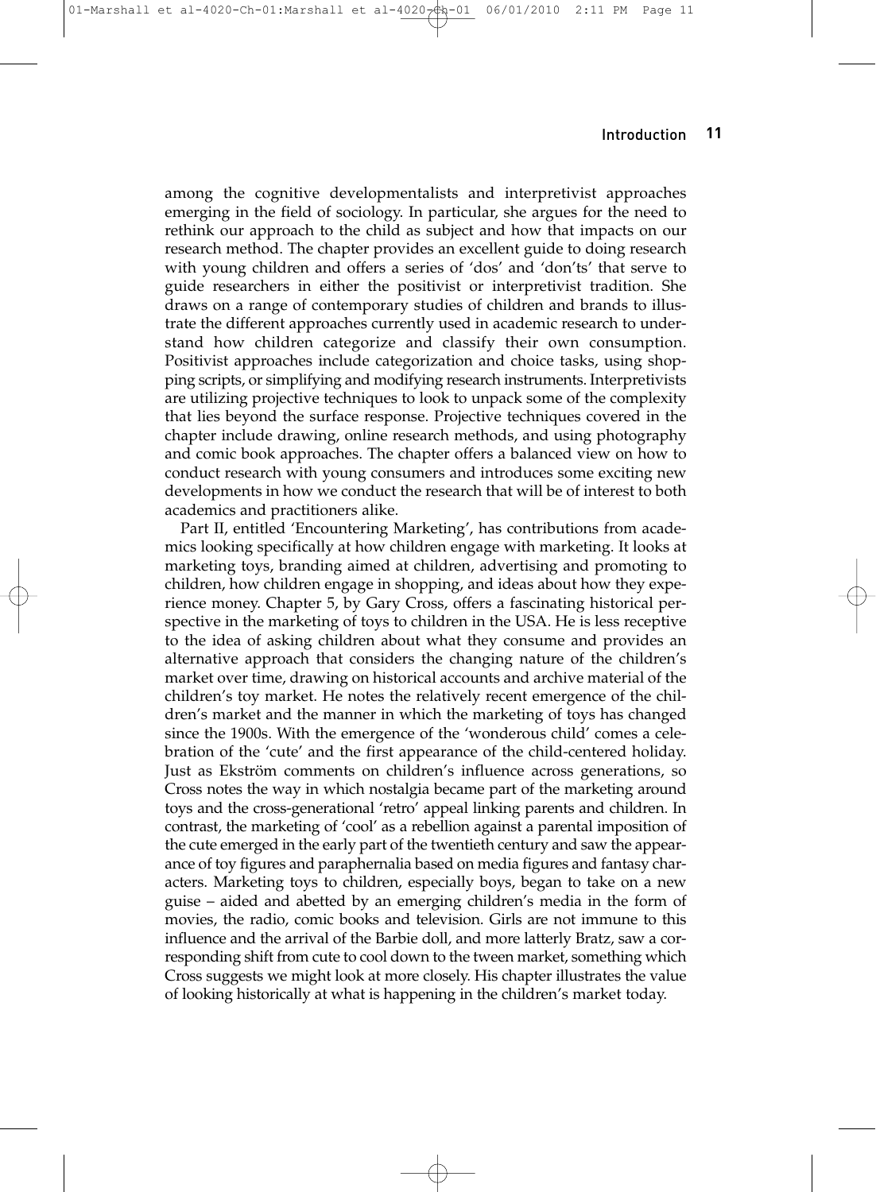among the cognitive developmentalists and interpretivist approaches emerging in the field of sociology. In particular, she argues for the need to rethink our approach to the child as subject and how that impacts on our research method. The chapter provides an excellent guide to doing research with young children and offers a series of 'dos' and 'don'ts' that serve to guide researchers in either the positivist or interpretivist tradition. She draws on a range of contemporary studies of children and brands to illustrate the different approaches currently used in academic research to understand how children categorize and classify their own consumption. Positivist approaches include categorization and choice tasks, using shopping scripts, or simplifying and modifying research instruments. Interpretivists are utilizing projective techniques to look to unpack some of the complexity that lies beyond the surface response. Projective techniques covered in the chapter include drawing, online research methods, and using photography and comic book approaches. The chapter offers a balanced view on how to conduct research with young consumers and introduces some exciting new developments in how we conduct the research that will be of interest to both academics and practitioners alike.

Part II, entitled 'Encountering Marketing', has contributions from academics looking specifically at how children engage with marketing. It looks at marketing toys, branding aimed at children, advertising and promoting to children, how children engage in shopping, and ideas about how they experience money. Chapter 5, by Gary Cross, offers a fascinating historical perspective in the marketing of toys to children in the USA. He is less receptive to the idea of asking children about what they consume and provides an alternative approach that considers the changing nature of the children's market over time, drawing on historical accounts and archive material of the children's toy market. He notes the relatively recent emergence of the children's market and the manner in which the marketing of toys has changed since the 1900s. With the emergence of the 'wonderous child' comes a celebration of the 'cute' and the first appearance of the child-centered holiday. Just as Ekström comments on children's influence across generations, so Cross notes the way in which nostalgia became part of the marketing around toys and the cross-generational 'retro' appeal linking parents and children. In contrast, the marketing of 'cool' as a rebellion against a parental imposition of the cute emerged in the early part of the twentieth century and saw the appearance of toy figures and paraphernalia based on media figures and fantasy characters. Marketing toys to children, especially boys, began to take on a new guise – aided and abetted by an emerging children's media in the form of movies, the radio, comic books and television. Girls are not immune to this influence and the arrival of the Barbie doll, and more latterly Bratz, saw a corresponding shift from cute to cool down to the tween market, something which Cross suggests we might look at more closely. His chapter illustrates the value of looking historically at what is happening in the children's market today.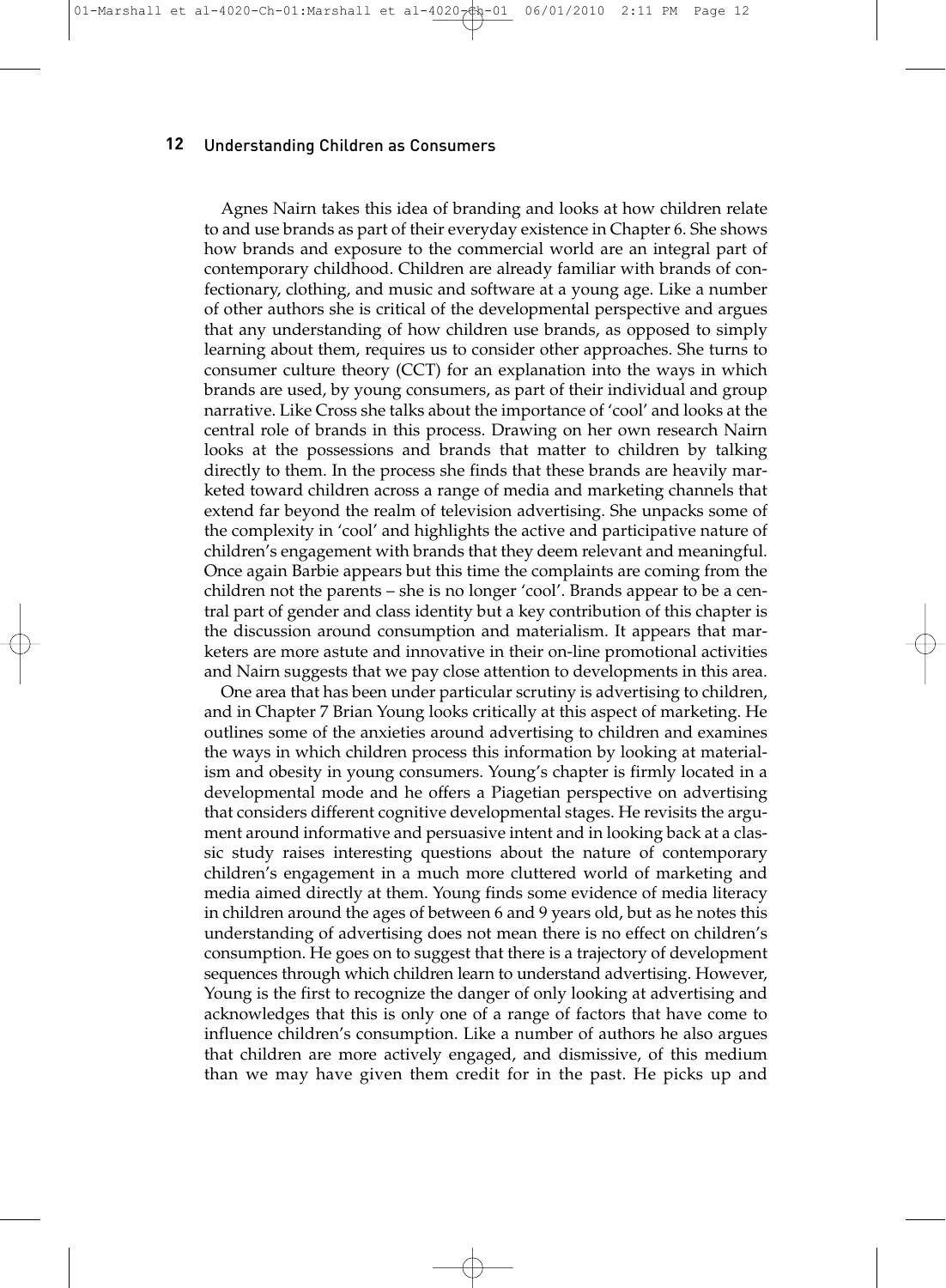Agnes Nairn takes this idea of branding and looks at how children relate to and use brands as part of their everyday existence in Chapter 6. She shows how brands and exposure to the commercial world are an integral part of contemporary childhood. Children are already familiar with brands of confectionary, clothing, and music and software at a young age. Like a number of other authors she is critical of the developmental perspective and argues that any understanding of how children use brands, as opposed to simply learning about them, requires us to consider other approaches. She turns to consumer culture theory (CCT) for an explanation into the ways in which brands are used, by young consumers, as part of their individual and group narrative. Like Cross she talks about the importance of 'cool' and looks at the central role of brands in this process. Drawing on her own research Nairn looks at the possessions and brands that matter to children by talking directly to them. In the process she finds that these brands are heavily marketed toward children across a range of media and marketing channels that extend far beyond the realm of television advertising. She unpacks some of the complexity in 'cool' and highlights the active and participative nature of children's engagement with brands that they deem relevant and meaningful. Once again Barbie appears but this time the complaints are coming from the children not the parents – she is no longer 'cool'. Brands appear to be a central part of gender and class identity but a key contribution of this chapter is the discussion around consumption and materialism. It appears that marketers are more astute and innovative in their on-line promotional activities and Nairn suggests that we pay close attention to developments in this area.

One area that has been under particular scrutiny is advertising to children, and in Chapter 7 Brian Young looks critically at this aspect of marketing. He outlines some of the anxieties around advertising to children and examines the ways in which children process this information by looking at materialism and obesity in young consumers. Young's chapter is firmly located in a developmental mode and he offers a Piagetian perspective on advertising that considers different cognitive developmental stages. He revisits the argument around informative and persuasive intent and in looking back at a classic study raises interesting questions about the nature of contemporary children's engagement in a much more cluttered world of marketing and media aimed directly at them. Young finds some evidence of media literacy in children around the ages of between 6 and 9 years old, but as he notes this understanding of advertising does not mean there is no effect on children's consumption. He goes on to suggest that there is a trajectory of development sequences through which children learn to understand advertising. However, Young is the first to recognize the danger of only looking at advertising and acknowledges that this is only one of a range of factors that have come to influence children's consumption. Like a number of authors he also argues that children are more actively engaged, and dismissive, of this medium than we may have given them credit for in the past. He picks up and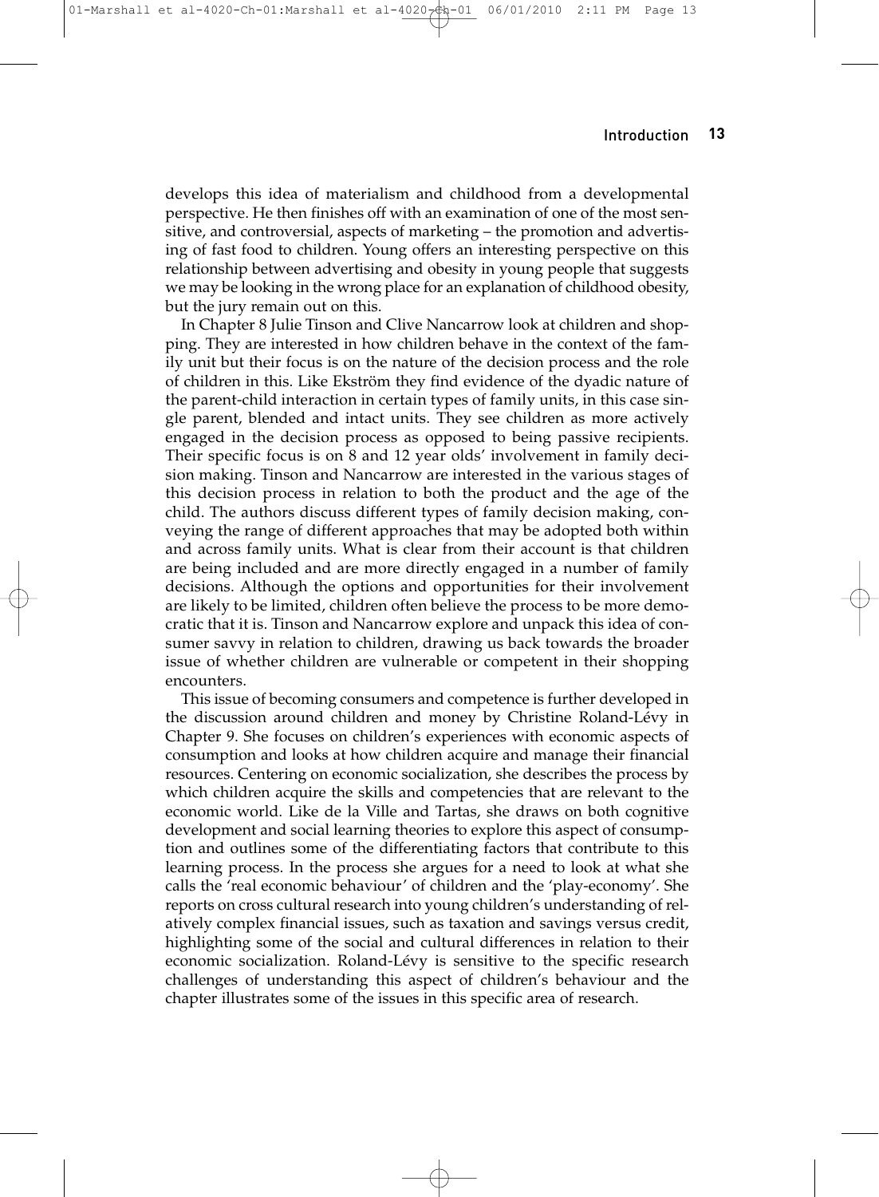develops this idea of materialism and childhood from a developmental perspective. He then finishes off with an examination of one of the most sensitive, and controversial, aspects of marketing – the promotion and advertising of fast food to children. Young offers an interesting perspective on this relationship between advertising and obesity in young people that suggests we may be looking in the wrong place for an explanation of childhood obesity, but the jury remain out on this.

In Chapter 8 Julie Tinson and Clive Nancarrow look at children and shopping. They are interested in how children behave in the context of the family unit but their focus is on the nature of the decision process and the role of children in this. Like Ekström they find evidence of the dyadic nature of the parent-child interaction in certain types of family units, in this case single parent, blended and intact units. They see children as more actively engaged in the decision process as opposed to being passive recipients. Their specific focus is on 8 and 12 year olds' involvement in family decision making. Tinson and Nancarrow are interested in the various stages of this decision process in relation to both the product and the age of the child. The authors discuss different types of family decision making, conveying the range of different approaches that may be adopted both within and across family units. What is clear from their account is that children are being included and are more directly engaged in a number of family decisions. Although the options and opportunities for their involvement are likely to be limited, children often believe the process to be more democratic that it is. Tinson and Nancarrow explore and unpack this idea of consumer savvy in relation to children, drawing us back towards the broader issue of whether children are vulnerable or competent in their shopping encounters.

This issue of becoming consumers and competence is further developed in the discussion around children and money by Christine Roland-Lévy in Chapter 9. She focuses on children's experiences with economic aspects of consumption and looks at how children acquire and manage their financial resources. Centering on economic socialization, she describes the process by which children acquire the skills and competencies that are relevant to the economic world. Like de la Ville and Tartas, she draws on both cognitive development and social learning theories to explore this aspect of consumption and outlines some of the differentiating factors that contribute to this learning process. In the process she argues for a need to look at what she calls the 'real economic behaviour' of children and the 'play-economy'. She reports on cross cultural research into young children's understanding of relatively complex financial issues, such as taxation and savings versus credit, highlighting some of the social and cultural differences in relation to their economic socialization. Roland-Lévy is sensitive to the specific research challenges of understanding this aspect of children's behaviour and the chapter illustrates some of the issues in this specific area of research.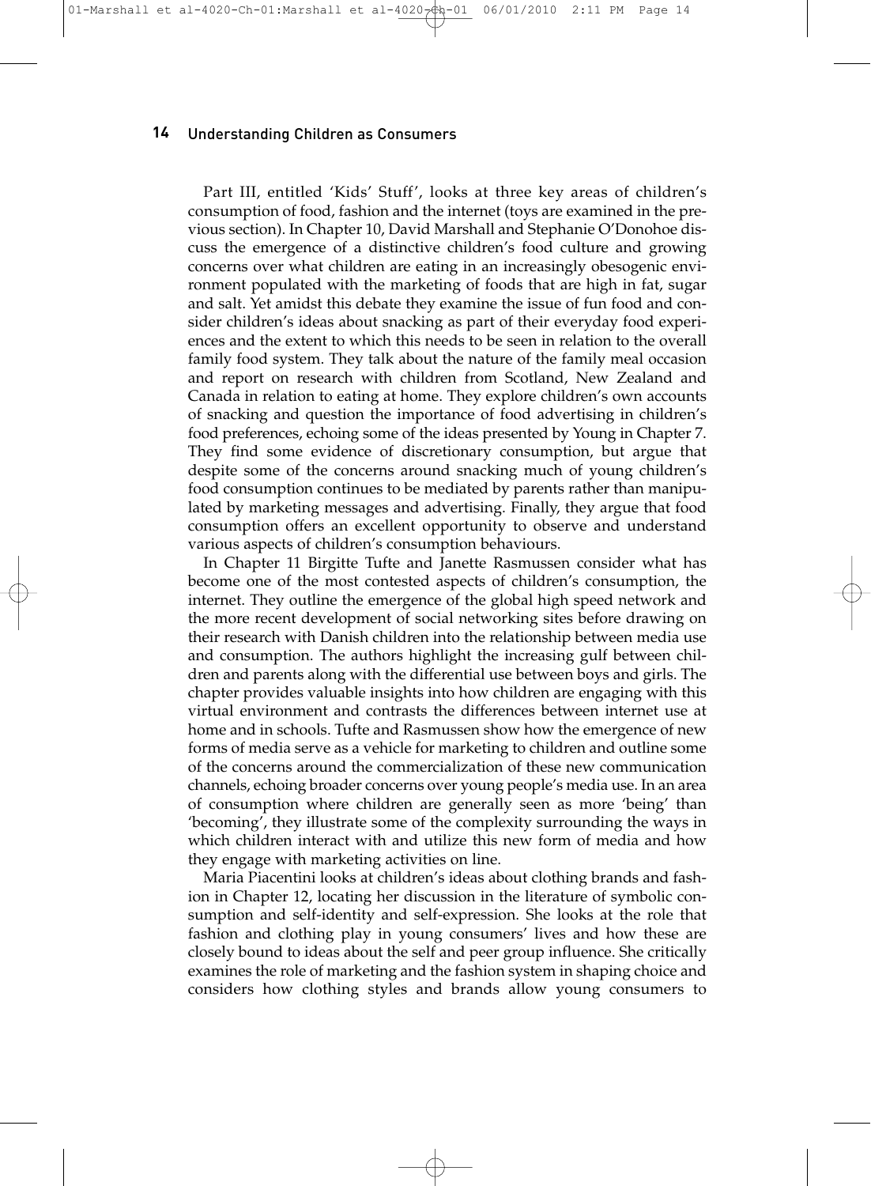Part III, entitled 'Kids' Stuff', looks at three key areas of children's consumption of food, fashion and the internet (toys are examined in the previous section). In Chapter 10, David Marshall and Stephanie O'Donohoe discuss the emergence of a distinctive children's food culture and growing concerns over what children are eating in an increasingly obesogenic environment populated with the marketing of foods that are high in fat, sugar and salt. Yet amidst this debate they examine the issue of fun food and consider children's ideas about snacking as part of their everyday food experiences and the extent to which this needs to be seen in relation to the overall family food system. They talk about the nature of the family meal occasion and report on research with children from Scotland, New Zealand and Canada in relation to eating at home. They explore children's own accounts of snacking and question the importance of food advertising in children's food preferences, echoing some of the ideas presented by Young in Chapter 7. They find some evidence of discretionary consumption, but argue that despite some of the concerns around snacking much of young children's food consumption continues to be mediated by parents rather than manipulated by marketing messages and advertising. Finally, they argue that food consumption offers an excellent opportunity to observe and understand various aspects of children's consumption behaviours.

In Chapter 11 Birgitte Tufte and Janette Rasmussen consider what has become one of the most contested aspects of children's consumption, the internet. They outline the emergence of the global high speed network and the more recent development of social networking sites before drawing on their research with Danish children into the relationship between media use and consumption. The authors highlight the increasing gulf between children and parents along with the differential use between boys and girls. The chapter provides valuable insights into how children are engaging with this virtual environment and contrasts the differences between internet use at home and in schools. Tufte and Rasmussen show how the emergence of new forms of media serve as a vehicle for marketing to children and outline some of the concerns around the commercialization of these new communication channels, echoing broader concerns over young people's media use. In an area of consumption where children are generally seen as more 'being' than 'becoming', they illustrate some of the complexity surrounding the ways in which children interact with and utilize this new form of media and how they engage with marketing activities on line.

Maria Piacentini looks at children's ideas about clothing brands and fashion in Chapter 12, locating her discussion in the literature of symbolic consumption and self-identity and self-expression. She looks at the role that fashion and clothing play in young consumers' lives and how these are closely bound to ideas about the self and peer group influence. She critically examines the role of marketing and the fashion system in shaping choice and considers how clothing styles and brands allow young consumers to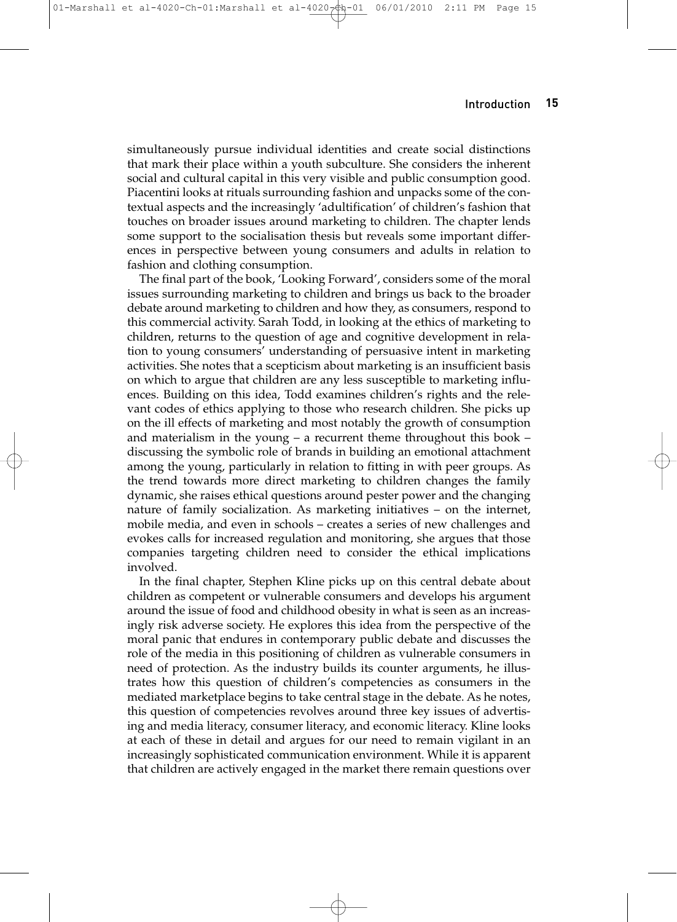simultaneously pursue individual identities and create social distinctions that mark their place within a youth subculture. She considers the inherent social and cultural capital in this very visible and public consumption good. Piacentini looks at rituals surrounding fashion and unpacks some of the contextual aspects and the increasingly 'adultification' of children's fashion that touches on broader issues around marketing to children. The chapter lends some support to the socialisation thesis but reveals some important differences in perspective between young consumers and adults in relation to fashion and clothing consumption.

The final part of the book, 'Looking Forward', considers some of the moral issues surrounding marketing to children and brings us back to the broader debate around marketing to children and how they, as consumers, respond to this commercial activity. Sarah Todd, in looking at the ethics of marketing to children, returns to the question of age and cognitive development in relation to young consumers' understanding of persuasive intent in marketing activities. She notes that a scepticism about marketing is an insufficient basis on which to argue that children are any less susceptible to marketing influences. Building on this idea, Todd examines children's rights and the relevant codes of ethics applying to those who research children. She picks up on the ill effects of marketing and most notably the growth of consumption and materialism in the young – a recurrent theme throughout this book – discussing the symbolic role of brands in building an emotional attachment among the young, particularly in relation to fitting in with peer groups. As the trend towards more direct marketing to children changes the family dynamic, she raises ethical questions around pester power and the changing nature of family socialization. As marketing initiatives – on the internet, mobile media, and even in schools – creates a series of new challenges and evokes calls for increased regulation and monitoring, she argues that those companies targeting children need to consider the ethical implications involved.

In the final chapter, Stephen Kline picks up on this central debate about children as competent or vulnerable consumers and develops his argument around the issue of food and childhood obesity in what is seen as an increasingly risk adverse society. He explores this idea from the perspective of the moral panic that endures in contemporary public debate and discusses the role of the media in this positioning of children as vulnerable consumers in need of protection. As the industry builds its counter arguments, he illustrates how this question of children's competencies as consumers in the mediated marketplace begins to take central stage in the debate. As he notes, this question of competencies revolves around three key issues of advertising and media literacy, consumer literacy, and economic literacy. Kline looks at each of these in detail and argues for our need to remain vigilant in an increasingly sophisticated communication environment. While it is apparent that children are actively engaged in the market there remain questions over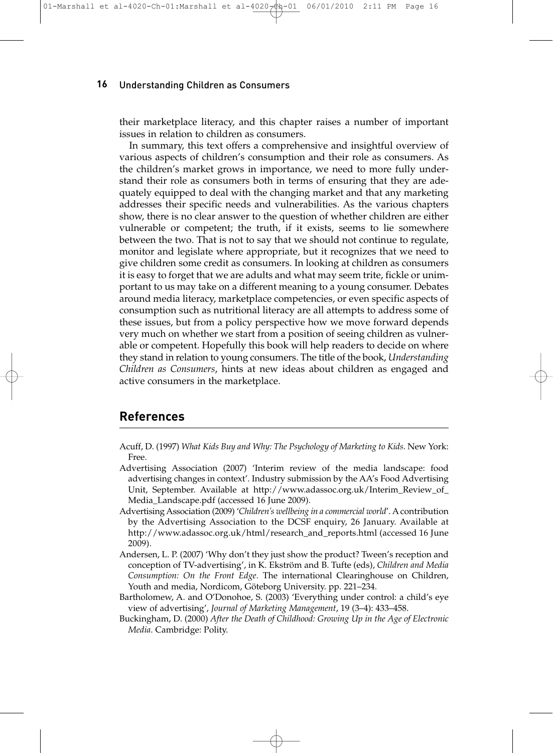their marketplace literacy, and this chapter raises a number of important issues in relation to children as consumers.

In summary, this text offers a comprehensive and insightful overview of various aspects of children's consumption and their role as consumers. As the children's market grows in importance, we need to more fully understand their role as consumers both in terms of ensuring that they are adequately equipped to deal with the changing market and that any marketing addresses their specific needs and vulnerabilities. As the various chapters show, there is no clear answer to the question of whether children are either vulnerable or competent; the truth, if it exists, seems to lie somewhere between the two. That is not to say that we should not continue to regulate, monitor and legislate where appropriate, but it recognizes that we need to give children some credit as consumers. In looking at children as consumers it is easy to forget that we are adults and what may seem trite, fickle or unimportant to us may take on a different meaning to a young consumer. Debates around media literacy, marketplace competencies, or even specific aspects of consumption such as nutritional literacy are all attempts to address some of these issues, but from a policy perspective how we move forward depends very much on whether we start from a position of seeing children as vulnerable or competent. Hopefully this book will help readers to decide on where they stand in relation to young consumers. The title of the book, *Understanding Children as Consumers*, hints at new ideas about children as engaged and active consumers in the marketplace.

## References

Acuff, D. (1997) *What Kids Buy and Why: The Psychology of Marketing to Kids*. New York: Free.

Advertising Association (2007) 'Interim review of the media landscape: food advertising changes in context'. Industry submission by the AA's Food Advertising Unit, September. Available at http://www.adassoc.org.uk/Interim_Review_of_Media_Landscape.pdf (accessed 16 June 2009).

Advertising Association (2009) '*Children's wellbeing in a commercial world*'. A contribution by the Advertising Association to the DCSF enquiry, 26 January. Available at http://www.adassoc.org.uk/html/research_and_reports.html (accessed 16 June 2009).

Andersen, L. P. (2007) 'Why don't they just show the product? Tween's reception and conception of TV-advertising', in K. Ekström and B. Tufte (eds), *Children and Media Consumption: On the Front Edge*. The international Clearinghouse on Children, Youth and media, Nordicom, Göteborg University. pp. 221–234.

Bartholomew, A. and O'Donohoe, S. (2003) 'Everything under control: a child's eye view of advertising', *Journal of Marketing Management*, 19 (3–4): 433–458.

Buckingham, D. (2000) *After the Death of Childhood: Growing Up in the Age of Electronic Media*. Cambridge: Polity.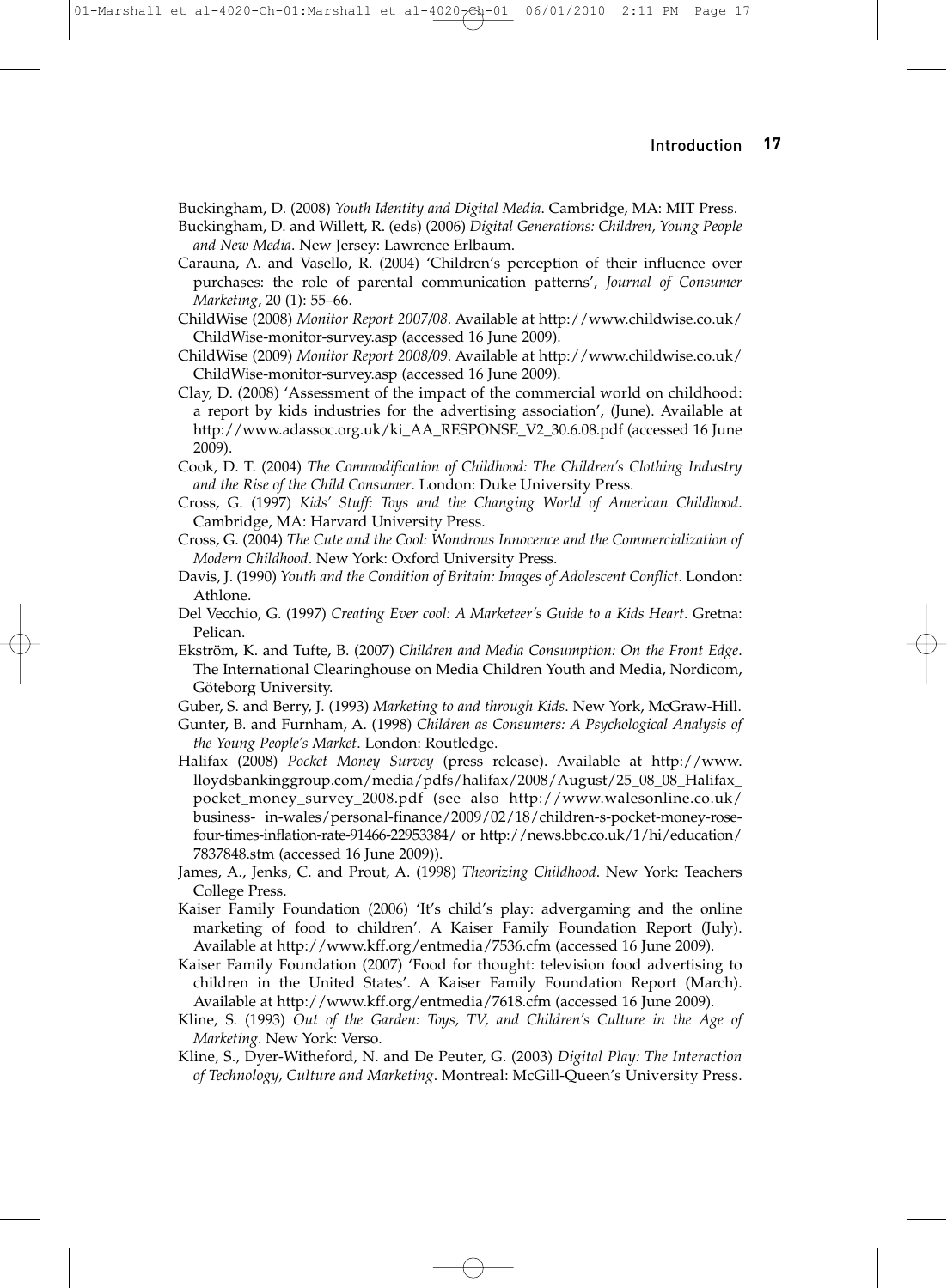Buckingham, D. (2008) *Youth Identity and Digital Media*. Cambridge, MA: MIT Press.

Buckingham, D. and Willett, R. (eds) (2006) *Digital Generations: Children, Young People and New Media*. New Jersey: Lawrence Erlbaum.

Carauna, A. and Vasello, R. (2004) 'Children's perception of their influence over purchases: the role of parental communication patterns', *Journal of Consumer Marketing*, 20 (1): 55–66.

ChildWise (2008) *Monitor Report 2007/08*. Available at http://www.childwise.co.uk/ChildWise-monitor-survey.asp (accessed 16 June 2009).

ChildWise (2009) *Monitor Report 2008/09*. Available at http://www.childwise.co.uk/ChildWise-monitor-survey.asp (accessed 16 June 2009).

Clay, D. (2008) 'Assessment of the impact of the commercial world on childhood: a report by kids industries for the advertising association', (June). Available at http://www.adassoc.org.uk/ki_AA_RESPONSE_V2_30.6.08.pdf (accessed 16 June 2009).

Cook, D. T. (2004) *The Commodification of Childhood: The Children's Clothing Industry and the Rise of the Child Consumer*. London: Duke University Press.

Cross, G. (1997) *Kids' Stuff: Toys and the Changing World of American Childhood*. Cambridge, MA: Harvard University Press.

Cross, G. (2004) *The Cute and the Cool: Wondrous Innocence and the Commercialization of Modern Childhood*. New York: Oxford University Press.

Davis, J. (1990) *Youth and the Condition of Britain: Images of Adolescent Conflict*. London: Athlone.

Del Vecchio, G. (1997) *Creating Ever cool: A Marketeer's Guide to a Kids Heart*. Gretna: Pelican.

Ekström, K. and Tufte, B. (2007) *Children and Media Consumption: On the Front Edge*. The International Clearinghouse on Media Children Youth and Media, Nordicom, Göteborg University.

Guber, S. and Berry, J. (1993) *Marketing to and through Kids*. New York, McGraw-Hill.

Gunter, B. and Furnham, A. (1998) *Children as Consumers: A Psychological Analysis of the Young People's Market*. London: Routledge.

Halifax (2008) *Pocket Money Survey* (press release). Available at http://www.lloydsbankinggroup.com/media/pdfs/halifax/2008/August/25_08_08_Halifax_pocket_money_survey_2008.pdf (see also http://www.walesonline.co.uk/business- in-wales/personal-finance/2009/02/18/children-s-pocket-money-rose-four-times-inflation-rate-91466-22953384/ or http://news.bbc.co.uk/1/hi/education/7837848.stm (accessed 16 June 2009)).

James, A., Jenks, C. and Prout, A. (1998) *Theorizing Childhood*. New York: Teachers College Press.

Kaiser Family Foundation (2006) 'It's child's play: advergaming and the online marketing of food to children'. A Kaiser Family Foundation Report (July). Available at http://www.kff.org/entmedia/7536.cfm (accessed 16 June 2009).

Kaiser Family Foundation (2007) 'Food for thought: television food advertising to children in the United States'. A Kaiser Family Foundation Report (March). Available at http://www.kff.org/entmedia/7618.cfm (accessed 16 June 2009).

Kline, S. (1993) *Out of the Garden: Toys, TV, and Children's Culture in the Age of Marketing*. New York: Verso.

Kline, S., Dyer-Witheford, N. and De Peuter, G. (2003) *Digital Play: The Interaction of Technology, Culture and Marketing*. Montreal: McGill-Queen's University Press.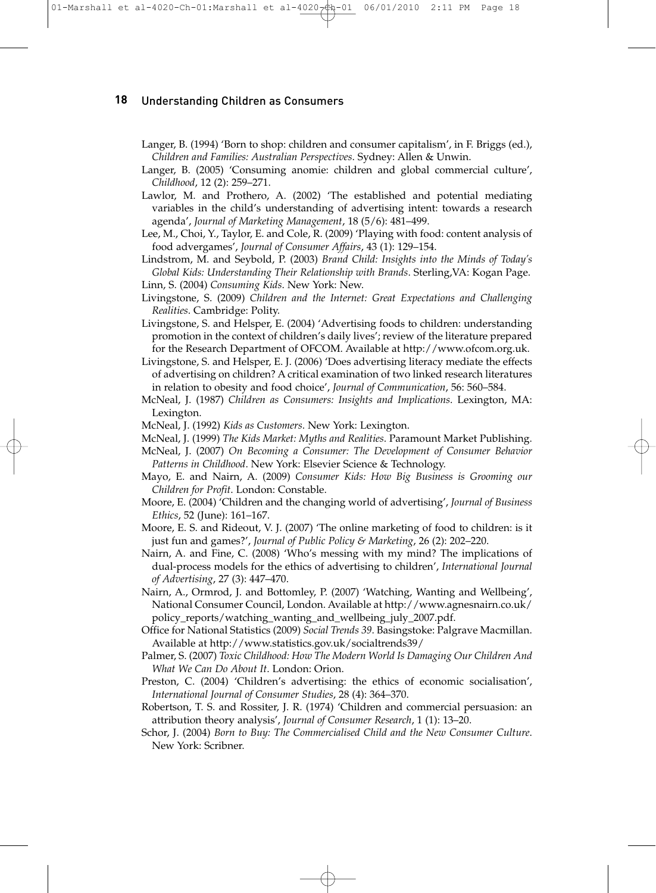Langer, B. (1994) 'Born to shop: children and consumer capitalism', in F. Briggs (ed.), *Children and Families: Australian Perspectives*. Sydney: Allen & Unwin.

Langer, B. (2005) 'Consuming anomie: children and global commercial culture', *Childhood*, 12 (2): 259–271.

Lawlor, M. and Prothero, A. (2002) 'The established and potential mediating variables in the child's understanding of advertising intent: towards a research agenda', *Journal of Marketing Management*, 18 (5/6): 481–499.

Lee, M., Choi, Y., Taylor, E. and Cole, R. (2009) 'Playing with food: content analysis of food advergames', *Journal of Consumer Affairs*, 43 (1): 129–154.

Lindstrom, M. and Seybold, P. (2003) *Brand Child: Insights into the Minds of Today's Global Kids: Understanding Their Relationship with Brands*. Sterling,VA: Kogan Page.

Linn, S. (2004) *Consuming Kids*. New York: New.

Livingstone, S. (2009) *Children and the Internet: Great Expectations and Challenging Realities*. Cambridge: Polity.

Livingstone, S. and Helsper, E. (2004) 'Advertising foods to children: understanding promotion in the context of children's daily lives'; review of the literature prepared for the Research Department of OFCOM. Available at http://www.ofcom.org.uk.

Livingstone, S. and Helsper, E. J. (2006) 'Does advertising literacy mediate the effects of advertising on children? A critical examination of two linked research literatures in relation to obesity and food choice', *Journal of Communication*, 56: 560–584.

McNeal, J. (1987) *Children as Consumers: Insights and Implications*. Lexington, MA: Lexington.

McNeal, J. (1992) *Kids as Customers*. New York: Lexington.

McNeal, J. (1999) *The Kids Market: Myths and Realities*. Paramount Market Publishing.

McNeal, J. (2007) *On Becoming a Consumer: The Development of Consumer Behavior Patterns in Childhood*. New York: Elsevier Science & Technology.

Mayo, E. and Nairn, A. (2009) *Consumer Kids: How Big Business is Grooming our Children for Profit*. London: Constable.

Moore, E. (2004) 'Children and the changing world of advertising', *Journal of Business Ethics*, 52 (June): 161–167.

Moore, E. S. and Rideout, V. J. (2007) 'The online marketing of food to children: is it just fun and games?', *Journal of Public Policy & Marketing*, 26 (2): 202–220.

Nairn, A. and Fine, C. (2008) 'Who's messing with my mind? The implications of dual-process models for the ethics of advertising to children', *International Journal of Advertising*, 27 (3): 447–470.

Nairn, A., Ormrod, J. and Bottomley, P. (2007) 'Watching, Wanting and Wellbeing', National Consumer Council, London. Available at http://www.agnesnairn.co.uk/policy_reports/watching_wanting_and_wellbeing_july_2007.pdf.

Office for National Statistics (2009) *Social Trends 39*. Basingstoke: Palgrave Macmillan. Available at http://www.statistics.gov.uk/socialtrends39/

Palmer, S. (2007) *Toxic Childhood: How The Modern World Is Damaging Our Children And What We Can Do About It*. London: Orion.

Preston, C. (2004) 'Children's advertising: the ethics of economic socialisation', *International Journal of Consumer Studies*, 28 (4): 364–370.

Robertson, T. S. and Rossiter, J. R. (1974) 'Children and commercial persuasion: an attribution theory analysis', *Journal of Consumer Research*, 1 (1): 13–20.

Schor, J. (2004) *Born to Buy: The Commercialised Child and the New Consumer Culture*. New York: Scribner.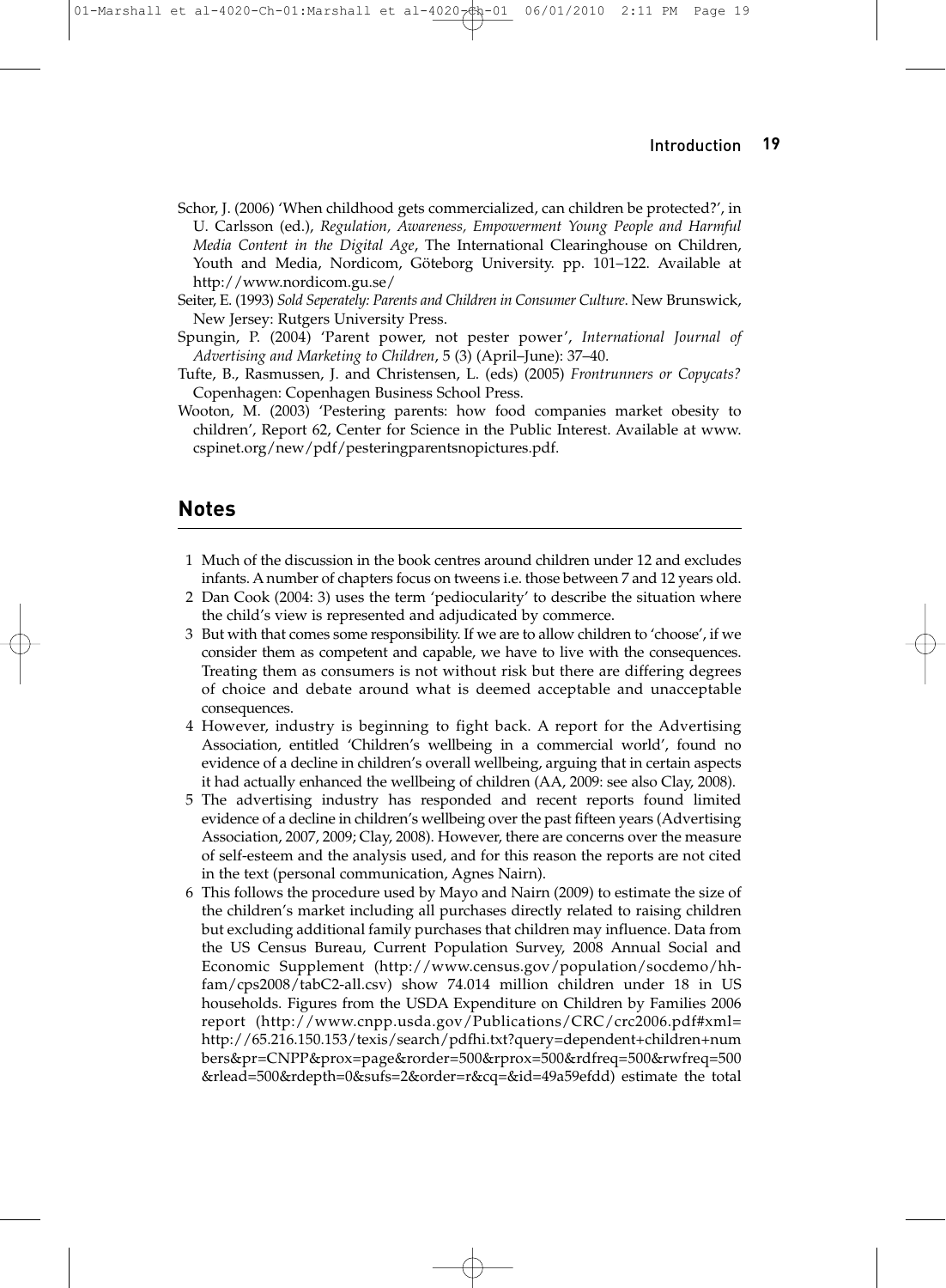Schor, J. (2006) 'When childhood gets commercialized, can children be protected?', in U. Carlsson (ed.), *Regulation, Awareness, Empowerment Young People and Harmful Media Content in the Digital Age*, The International Clearinghouse on Children, Youth and Media, Nordicom, Göteborg University. pp. 101–122. Available at http://www.nordicom.gu.se/

Seiter, E. (1993) *Sold Seperately: Parents and Children in Consumer Culture*. New Brunswick, New Jersey: Rutgers University Press.

Spungin, P. (2004) 'Parent power, not pester power', *International Journal of Advertising and Marketing to Children*, 5 (3) (April–June): 37–40.

Tufte, B., Rasmussen, J. and Christensen, L. (eds) (2005) *Frontrunners or Copycats?* Copenhagen: Copenhagen Business School Press.

Wooton, M. (2003) 'Pestering parents: how food companies market obesity to children', Report 62, Center for Science in the Public Interest. Available at www.cspinet.org/new/pdf/pesteringparentsnopictures.pdf.

## Notes

1. Much of the discussion in the book centres around children under 12 and excludes infants. A number of chapters focus on tweens i.e. those between 7 and 12 years old.
2. Dan Cook (2004: 3) uses the term 'pediocularity' to describe the situation where the child's view is represented and adjudicated by commerce.
3. But with that comes some responsibility. If we are to allow children to 'choose', if we consider them as competent and capable, we have to live with the consequences. Treating them as consumers is not without risk but there are differing degrees of choice and debate around what is deemed acceptable and unacceptable consequences.
4. However, industry is beginning to fight back. A report for the Advertising Association, entitled 'Children's wellbeing in a commercial world', found no evidence of a decline in children's overall wellbeing, arguing that in certain aspects it had actually enhanced the wellbeing of children (AA, 2009: see also Clay, 2008).
5. The advertising industry has responded and recent reports found limited evidence of a decline in children's wellbeing over the past fifteen years (Advertising Association, 2007, 2009; Clay, 2008). However, there are concerns over the measure of self-esteem and the analysis used, and for this reason the reports are not cited in the text (personal communication, Agnes Nairn).
6. This follows the procedure used by Mayo and Nairn (2009) to estimate the size of the children's market including all purchases directly related to raising children but excluding additional family purchases that children may influence. Data from the US Census Bureau, Current Population Survey, 2008 Annual Social and Economic Supplement (http://www.census.gov/population/socdemo/hh-fam/cps2008/tabC2-all.csv) show 74.014 million children under 18 in US households. Figures from the USDA Expenditure on Children by Families 2006 report (http://www.cnpp.usda.gov/Publications/CRC/crc2006.pdf#xml=http://65.216.150.153/texis/search/pdfhi.txt?query=dependent+children+numbers&pr=CNPP&prox=page&rorder=500&rprox=500&rdfreq=500&rwfreq=500&rlead=500&rdepth=0&sufs=2&order=r&cq=&id=49a59efdd) estimate the total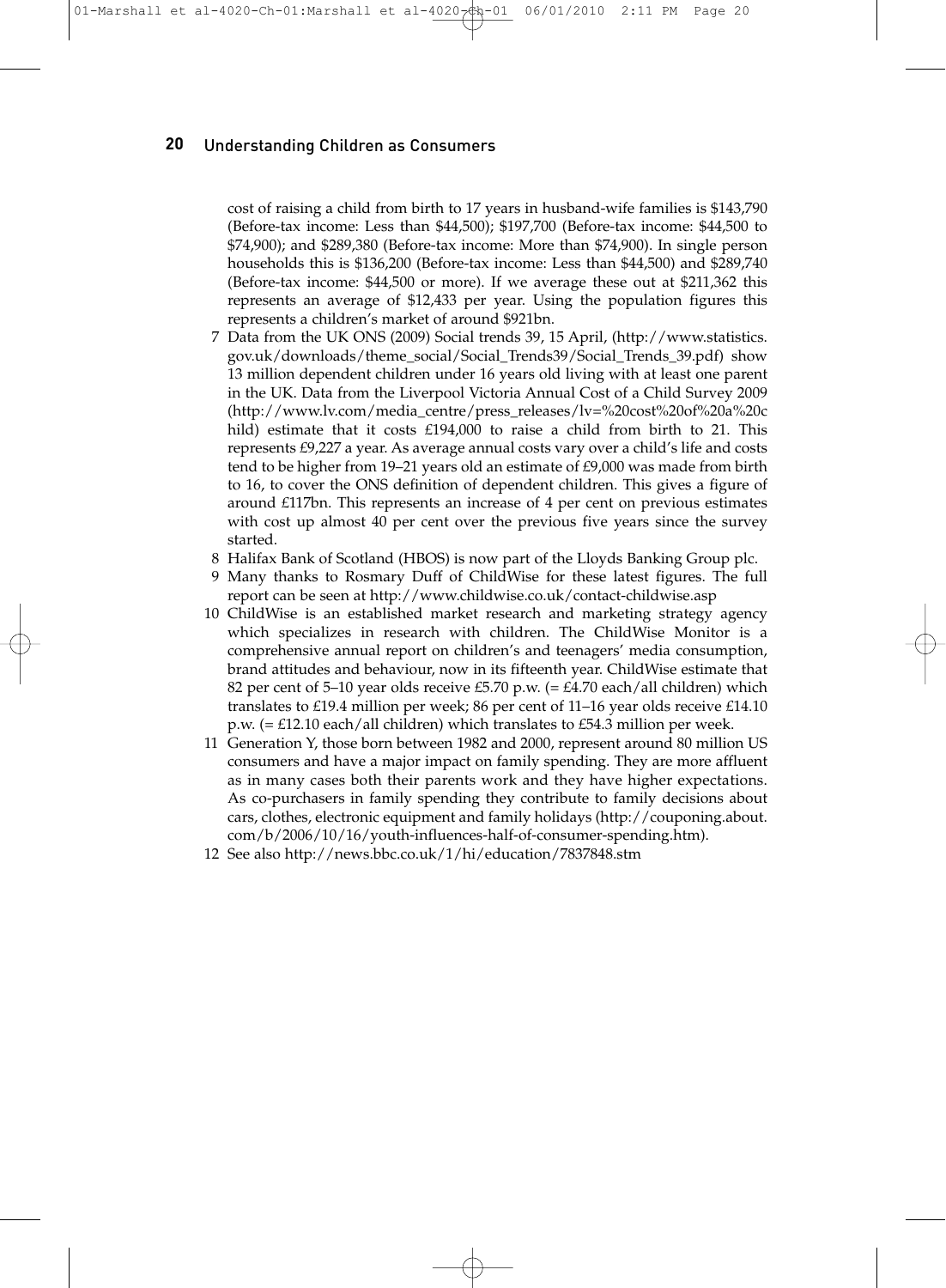cost of raising a child from birth to 17 years in husband-wife families is $143,790 (Before-tax income: Less than $44,500); $197,700 (Before-tax income: $44,500 to $74,900); and $289,380 (Before-tax income: More than $74,900). In single person households this is $136,200 (Before-tax income: Less than $44,500) and $289,740 (Before-tax income: $44,500 or more). If we average these out at $211,362 this represents an average of $12,433 per year. Using the population figures this represents a children's market of around $921bn.

7 Data from the UK ONS (2009) Social trends 39, 15 April, (http://www.statistics.gov.uk/downloads/theme_social/Social_Trends39/Social_Trends_39.pdf) show 13 million dependent children under 16 years old living with at least one parent in the UK. Data from the Liverpool Victoria Annual Cost of a Child Survey 2009 (http://www.lv.com/media_centre/press_releases/lv=%20cost%20of%20a%20child) estimate that it costs £194,000 to raise a child from birth to 21. This represents £9,227 a year. As average annual costs vary over a child's life and costs tend to be higher from 19–21 years old an estimate of £9,000 was made from birth to 16, to cover the ONS definition of dependent children. This gives a figure of around £117bn. This represents an increase of 4 per cent on previous estimates with cost up almost 40 per cent over the previous five years since the survey started.

8 Halifax Bank of Scotland (HBOS) is now part of the Lloyds Banking Group plc.

9 Many thanks to Rosmary Duff of ChildWise for these latest figures. The full report can be seen at http://www.childwise.co.uk/contact-childwise.asp

10 ChildWise is an established market research and marketing strategy agency which specializes in research with children. The ChildWise Monitor is a comprehensive annual report on children's and teenagers' media consumption, brand attitudes and behaviour, now in its fifteenth year. ChildWise estimate that 82 per cent of 5–10 year olds receive £5.70 p.w. (= £4.70 each/all children) which translates to £19.4 million per week; 86 per cent of 11–16 year olds receive £14.10 p.w. (= £12.10 each/all children) which translates to £54.3 million per week.

11 Generation Y, those born between 1982 and 2000, represent around 80 million US consumers and have a major impact on family spending. They are more affluent as in many cases both their parents work and they have higher expectations. As co-purchasers in family spending they contribute to family decisions about cars, clothes, electronic equipment and family holidays (http://couponing.about.com/b/2006/10/16/youth-influences-half-of-consumer-spending.htm).

12 See also http://news.bbc.co.uk/1/hi/education/7837848.stm